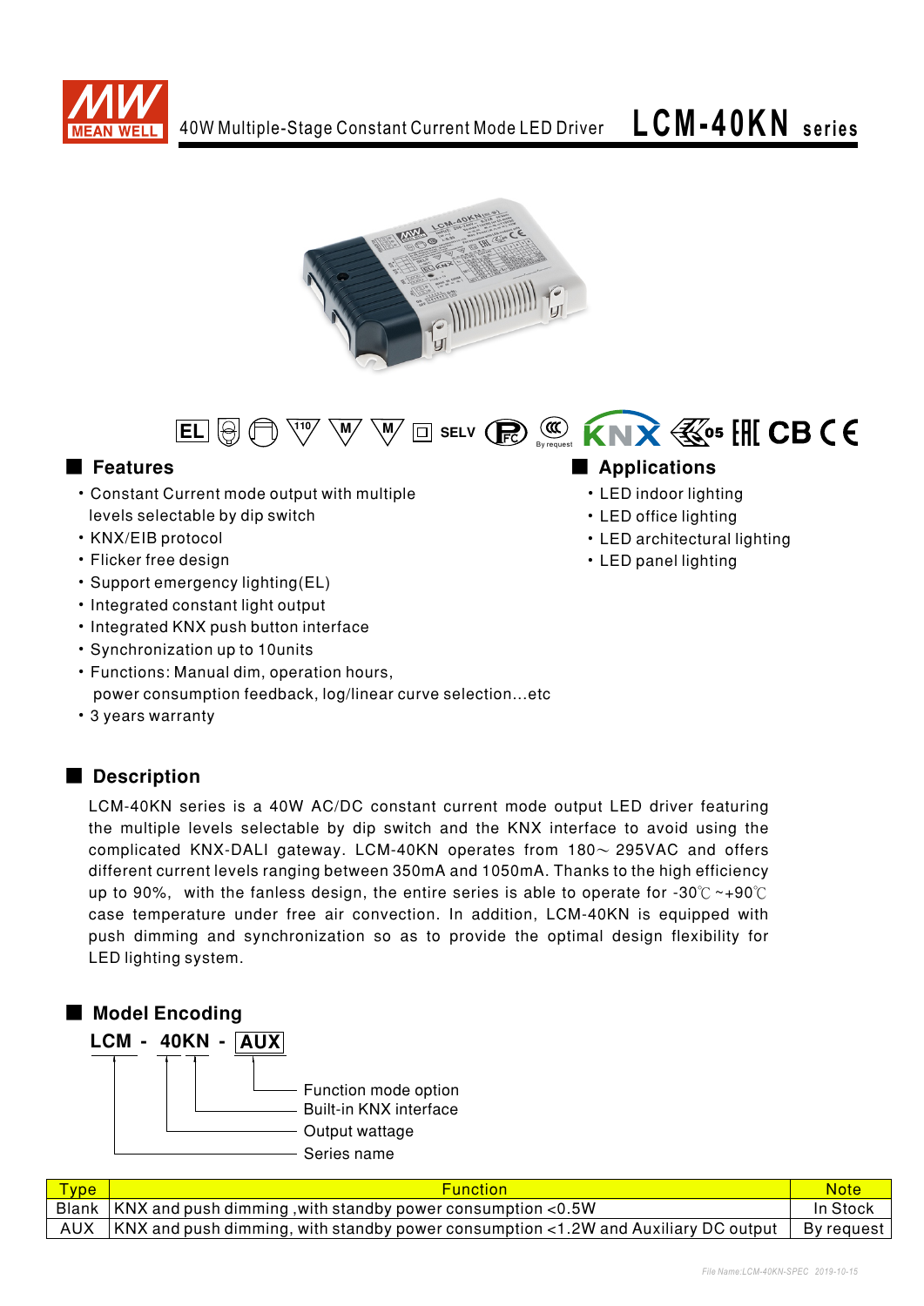# 40W Multiple-Stage Constant Current Mode LED Driver **LCM-40KN series**

## Features

- Constant Current mode output with multiple levels selectable by dip switch
- KNX/EIB protocol
- Flicker free design
- Support emergency lighting(EL)
- Integrated constant light output
- Integrated KNX push button interface
- Synchronization up to 10units
- Functions: Manual dim, operation hours, power consumption feedback, log/linear curve selection...etc
- 3 years warranty

## Applications

- LED indoor lighting
- LED office lighting
- LED architectural lighting
- LED panel lighting

## Description

LCM-40KN series is a 40W AC/DC constant current mode output LED driver featuring the multiple levels selectable by dip switch and the KNX interface to avoid using the complicated KNX-DALI gateway. LCM-40KN operates from 180～295VAC and offers different current levels ranging between 350mA and 1050mA. Thanks to the high efficiency up to 90%, with the fanless design, the entire series is able to operate for -30℃ ~+90℃ case temperature under free air convection. In addition, LCM-40KN is equipped with push dimming and synchronization so as to provide the optimal design flexibility for LED lighting system.

## Model Encoding

**LCM - 40KN - AUX**

- AUX: Function mode option
- KN: Built-in KNX interface
- 40: Output wattage
- LCM: Series name

| Type | Function | Note |
|---|---|---|
| Blank | KNX and push dimming ,with standby power consumption <0.5W | In Stock |
| AUX | KNX and push dimming, with standby power consumption <1.2W and Auxiliary DC output | By request |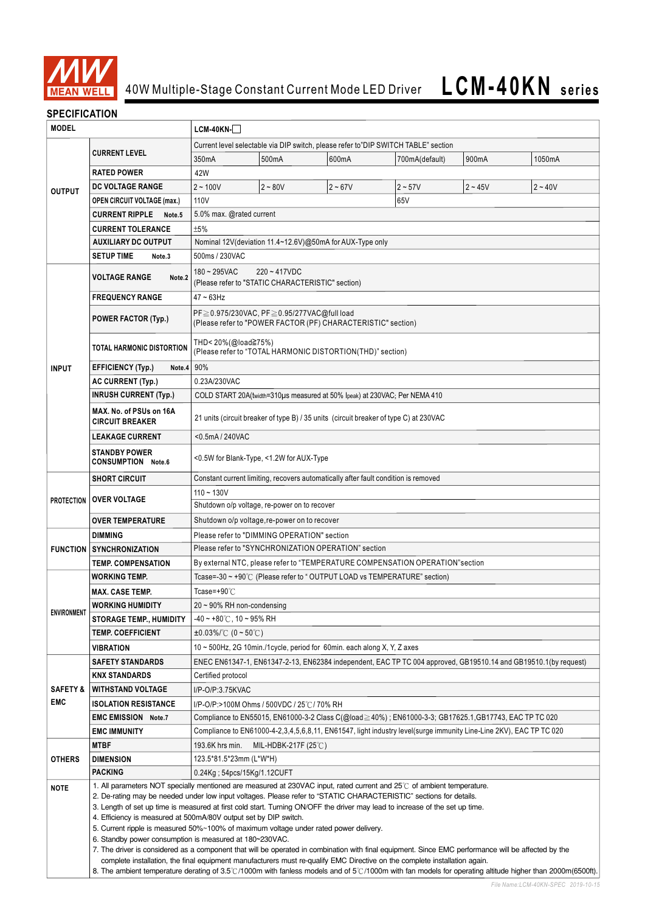# 40W Multiple-Stage Constant Current Mode LED Driver **LCM-40KN series**

## SPECIFICATION

| MODEL | | LCM-40KN-☐ | | | | | |
|---|---|---|---|---|---|---|---|
| OUTPUT | CURRENT LEVEL | Current level selectable via DIP switch, please refer to"DIP SWITCH TABLE" section | | | | | |
| | | 350mA | 500mA | 600mA | 700mA(default) | 900mA | 1050mA |
| | RATED POWER | 42W | | | | | |
| | DC VOLTAGE RANGE | 2 ~ 100V | 2 ~ 80V | 2 ~ 67V | 2 ~ 57V | 2 ~ 45V | 2 ~ 40V |
| | OPEN CIRCUIT VOLTAGE (max.) | 110V | | | 65V | | |
| | CURRENT RIPPLE Note.5 | 5.0% max. @rated current | | | | | |
| | CURRENT TOLERANCE | ±5% | | | | | |
| | AUXILIARY DC OUTPUT | Nominal 12V(deviation 11.4~12.6V)@50mA for AUX-Type only | | | | | |
| | SETUP TIME Note.3 | 500ms / 230VAC | | | | | |
| INPUT | VOLTAGE RANGE Note.2 | 180 ~ 295VAC 220 ~ 417VDC (Please refer to "STATIC CHARACTERISTIC" section) | | | | | |
| | FREQUENCY RANGE | 47 ~ 63Hz | | | | | |
| | POWER FACTOR (Typ.) | PF≧0.975/230VAC, PF≧0.95/277VAC@full load (Please refer to "POWER FACTOR (PF) CHARACTERISTIC" section) | | | | | |
| | TOTAL HARMONIC DISTORTION | THD< 20%(@load≧75%) (Please refer to "TOTAL HARMONIC DISTORTION(THD)" section) | | | | | |
| | EFFICIENCY (Typ.) Note.4 | 90% | | | | | |
| | AC CURRENT (Typ.) | 0.23A/230VAC | | | | | |
| | INRUSH CURRENT (Typ.) | COLD START 20A(twidth=310μs measured at 50% Ipeak) at 230VAC; Per NEMA 410 | | | | | |
| | MAX. No. of PSUs on 16A CIRCUIT BREAKER | 21 units (circuit breaker of type B) / 35 units (circuit breaker of type C) at 230VAC | | | | | |
| | LEAKAGE CURRENT | <0.5mA / 240VAC | | | | | |
| | STANDBY POWER CONSUMPTION Note.6 | <0.5W for Blank-Type, <1.2W for AUX-Type | | | | | |
| PROTECTION | SHORT CIRCUIT | Constant current limiting, recovers automatically after fault condition is removed | | | | | |
| | OVER VOLTAGE | 110 ~ 130V | | | | | |
| | | Shutdown o/p voltage, re-power on to recover | | | | | |
| | OVER TEMPERATURE | Shutdown o/p voltage,re-power on to recover | | | | | |
| FUNCTION | DIMMING | Please refer to "DIMMING OPERATION" section | | | | | |
| | SYNCHRONIZATION | Please refer to "SYNCHRONIZATION OPERATION" section | | | | | |
| | TEMP. COMPENSATION | By external NTC, please refer to "TEMPERATURE COMPENSATION OPERATION"section | | | | | |
| ENVIRONMENT | WORKING TEMP. | Tcase=-30 ~ +90℃ (Please refer to " OUTPUT LOAD vs TEMPERATURE" section) | | | | | |
| | MAX. CASE TEMP. | Tcase=+90℃ | | | | | |
| | WORKING HUMIDITY | 20 ~ 90% RH non-condensing | | | | | |
| | STORAGE TEMP., HUMIDITY | -40 ~ +80℃, 10 ~ 95% RH | | | | | |
| | TEMP. COEFFICIENT | ±0.03%/℃ (0 ~ 50℃) | | | | | |
| | VIBRATION | 10 ~ 500Hz, 2G 10min./1cycle, period for 60min. each along X, Y, Z axes | | | | | |
| SAFETY & EMC | SAFETY STANDARDS | ENEC EN61347-1, EN61347-2-13, EN62384 independent, EAC TP TC 004 approved, GB19510.14 and GB19510.1(by request) | | | | | |
| | KNX STANDARDS | Certified protocol | | | | | |
| | WITHSTAND VOLTAGE | I/P-O/P:3.75KVAC | | | | | |
| | ISOLATION RESISTANCE | I/P-O/P:>100M Ohms / 500VDC / 25℃/ 70% RH | | | | | |
| | EMC EMISSION Note.7 | Compliance to EN55015, EN61000-3-2 Class C(@load≧40%) ; EN61000-3-3; GB17625.1,GB17743, EAC TP TC 020 | | | | | |
| | EMC IMMUNITY | Compliance to EN61000-4-2,3,4,5,6,8,11, EN61547, light industry level(surge immunity Line-Line 2KV), EAC TP TC 020 | | | | | |
| OTHERS | MTBF | 193.6K hrs min. MIL-HDBK-217F (25℃) | | | | | |
| | DIMENSION | 123.5*81.5*23mm (L*W*H) | | | | | |
| | PACKING | 0.24Kg ; 54pcs/15Kg/1.12CUFT | | | | | |

**NOTE**

1. All parameters NOT specially mentioned are measured at 230VAC input, rated current and 25℃ of ambient temperature.
2. De-rating may be needed under low input voltages. Please refer to "STATIC CHARACTERISTIC" sections for details.
3. Length of set up time is measured at first cold start. Turning ON/OFF the driver may lead to increase of the set up time.
4. Efficiency is measured at 500mA/80V output set by DIP switch.
5. Current ripple is measured 50%~100% of maximum voltage under rated power delivery.
6. Standby power consumption is measured at 180~230VAC.
7. The driver is considered as a component that will be operated in combination with final equipment. Since EMC performance will be affected by the complete installation, the final equipment manufacturers must re-qualify EMC Directive on the complete installation again.
8. The ambient temperature derating of 3.5℃/1000m with fanless models and of 5℃/1000m with fan models for operating altitude higher than 2000m(6500ft).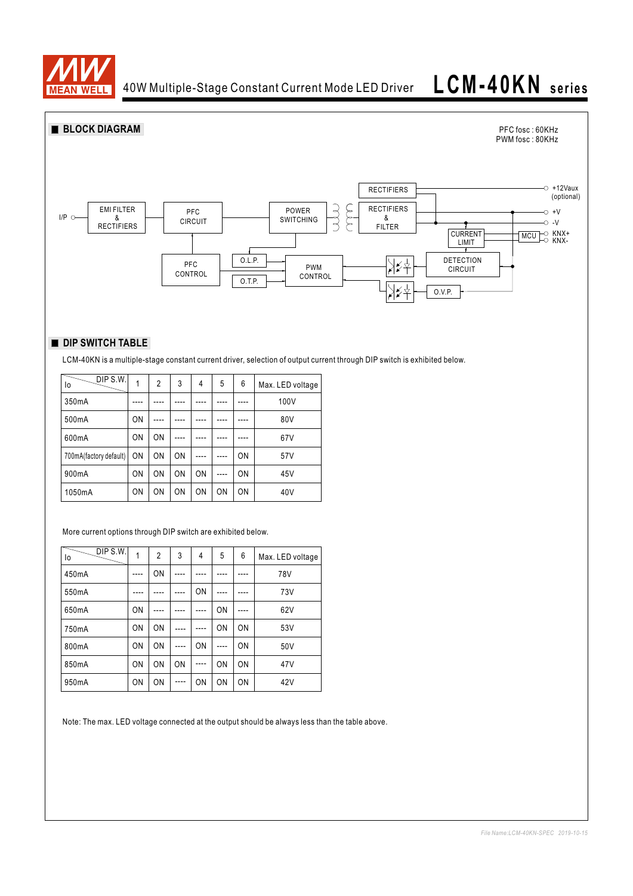## BLOCK DIAGRAM

PFC fosc : 60KHz
PWM fosc : 80KHz

I/P
EMI FILTER & RECTIFIERS
PFC CIRCUIT
POWER SWITCHING
RECTIFIERS
RECTIFIERS & FILTER
+12Vaux (optional)
+V
-V
CURRENT LIMIT
MCU
KNX+
KNX-
PFC CONTROL
O.L.P.
O.T.P.
PWM CONTROL
DETECTION CIRCUIT
O.V.P.

## DIP SWITCH TABLE

LCM-40KN is a multiple-stage constant current driver, selection of output current through DIP switch is exhibited below.

| Io \ DIP S.W. | 1 | 2 | 3 | 4 | 5 | 6 | Max. LED voltage |
|---|---|---|---|---|---|---|---|
| 350mA | ---- | ---- | ---- | ---- | ---- | ---- | 100V |
| 500mA | ON | ---- | ---- | ---- | ---- | ---- | 80V |
| 600mA | ON | ON | ---- | ---- | ---- | ---- | 67V |
| 700mA(factory default) | ON | ON | ON | ---- | ---- | ON | 57V |
| 900mA | ON | ON | ON | ON | ---- | ON | 45V |
| 1050mA | ON | ON | ON | ON | ON | ON | 40V |

More current options through DIP switch are exhibited below.

| Io \ DIP S.W. | 1 | 2 | 3 | 4 | 5 | 6 | Max. LED voltage |
|---|---|---|---|---|---|---|---|
| 450mA | ---- | ON | ---- | ---- | ---- | ---- | 78V |
| 550mA | ---- | ---- | ---- | ON | ---- | ---- | 73V |
| 650mA | ON | ---- | ---- | ---- | ON | ---- | 62V |
| 750mA | ON | ON | ---- | ---- | ON | ON | 53V |
| 800mA | ON | ON | ---- | ON | ---- | ON | 50V |
| 850mA | ON | ON | ON | ---- | ON | ON | 47V |
| 950mA | ON | ON | ---- | ON | ON | ON | 42V |

Note: The max. LED voltage connected at the output should be always less than the table above.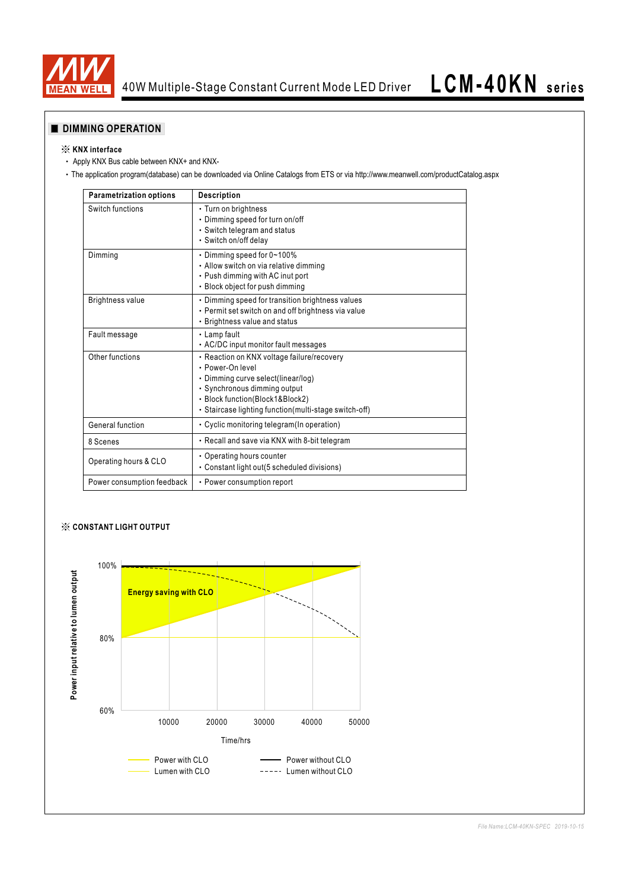## DIMMING OPERATION

### ※ KNX interface

- Apply KNX Bus cable between KNX+ and KNX-
- The application program(database) can be downloaded via Online Catalogs from ETS or via http://www.meanwell.com/productCatalog.aspx

| Parametrization options | Description |
|---|---|
| Switch functions | • Turn on brightness<br>• Dimming speed for turn on/off<br>• Switch telegram and status<br>• Switch on/off delay |
| Dimming | • Dimming speed for 0~100%<br>• Allow switch on via relative dimming<br>• Push dimming with AC inut port<br>• Block object for push dimming |
| Brightness value | • Dimming speed for transition brightness values<br>• Permit set switch on and off brightness via value<br>• Brightness value and status |
| Fault message | • Lamp fault<br>• AC/DC input monitor fault messages |
| Other functions | • Reaction on KNX voltage failure/recovery<br>• Power-On level<br>• Dimming curve select(linear/log)<br>• Synchronous dimming output<br>• Block function(Block1&Block2)<br>• Staircase lighting function(multi-stage switch-off) |
| General function | • Cyclic monitoring telegram(In operation) |
| 8 Scenes | • Recall and save via KNX with 8-bit telegram |
| Operating hours & CLO | • Operating hours counter<br>• Constant light out(5 scheduled divisions) |
| Power consumption feedback | • Power consumption report |

### ※ CONSTANT LIGHT OUTPUT

Power input relative to lumen output

100%

80%

60%

Energy saving with CLO

10000 20000 30000 40000 50000

Time/hrs

Power with CLO

Lumen with CLO

Power without CLO

Lumen without CLO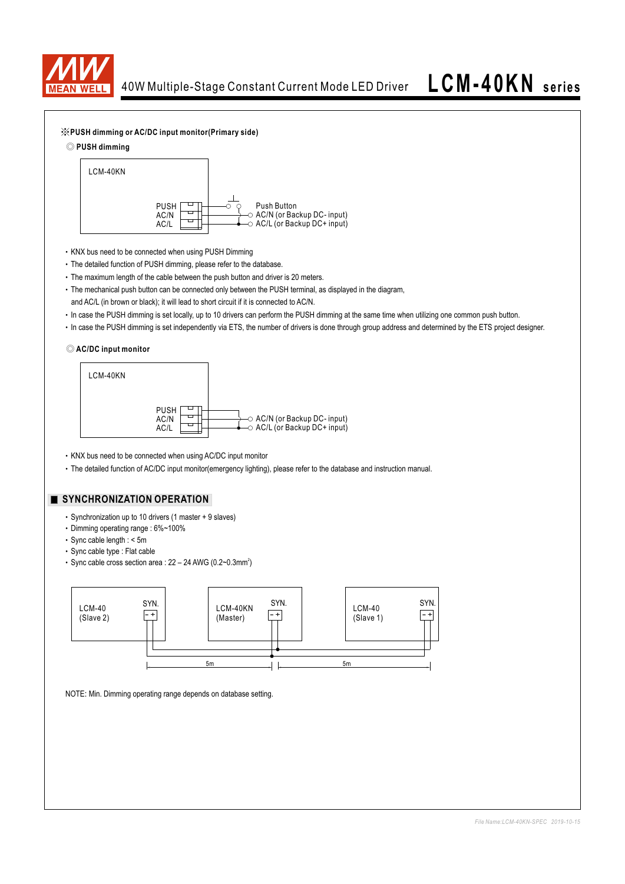※PUSH dimming or AC/DC input monitor(Primary side)

◎ PUSH dimming

LCM-40KN

PUSH
AC/N
AC/L

Push Button
AC/N (or Backup DC- input)
AC/L (or Backup DC+ input)

- KNX bus need to be connected when using PUSH Dimming
- The detailed function of PUSH dimming, please refer to the database.
- The maximum length of the cable between the push button and driver is 20 meters.
- The mechanical push button can be connected only between the PUSH terminal, as displayed in the diagram, and AC/L (in brown or black); it will lead to short circuit if it is connected to AC/N.
- In case the PUSH dimming is set locally, up to 10 drivers can perform the PUSH dimming at the same time when utilizing one common push button.
- In case the PUSH dimming is set independently via ETS, the number of drivers is done through group address and determined by the ETS project designer.

◎ AC/DC input monitor

LCM-40KN

PUSH
AC/N
AC/L

AC/N (or Backup DC- input)
AC/L (or Backup DC+ input)

- KNX bus need to be connected when using AC/DC input monitor
- The detailed function of AC/DC input monitor(emergency lighting), please refer to the database and instruction manual.

## SYNCHRONIZATION OPERATION

- Synchronization up to 10 drivers (1 master + 9 slaves)
- Dimming operating range : 6%~100%
- Sync cable length : < 5m
- Sync cable type : Flat cable
- Sync cable cross section area : 22 – 24 AWG (0.2~0.3mm$^2$)

LCM-40
(Slave 2)
SYN.
- +

LCM-40KN
(Master)
SYN.
- +

LCM-40
(Slave 1)
SYN.
- +

5m
5m

NOTE: Min. Dimming operating range depends on database setting.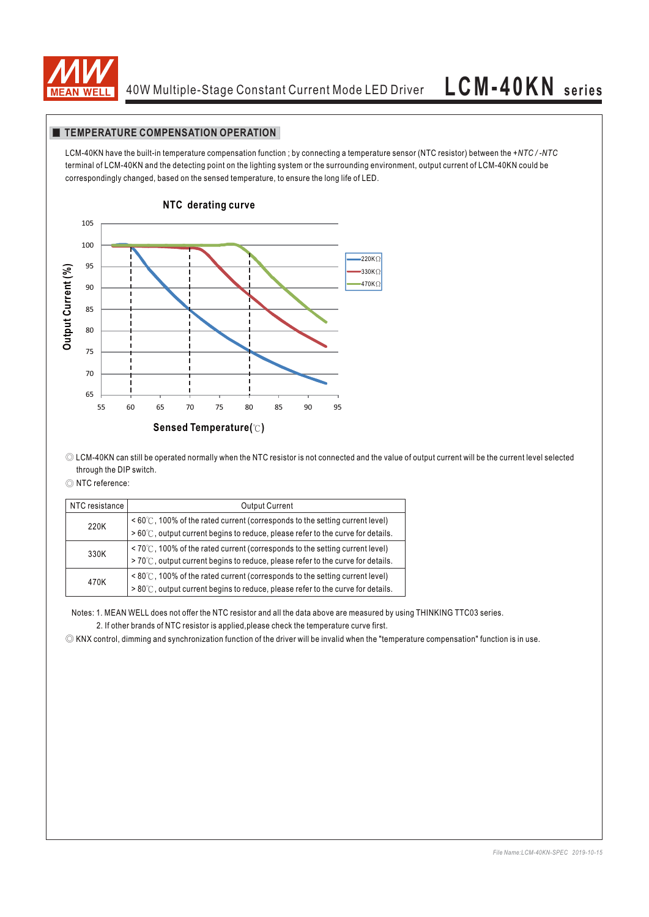## TEMPERATURE COMPENSATION OPERATION

LCM-40KN have the built-in temperature compensation function ; by connecting a temperature sensor (NTC resistor) between the *+NTC / -NTC* terminal of LCM-40KN and the detecting point on the lighting system or the surrounding environment, output current of LCM-40KN could be correspondingly changed, based on the sensed temperature, to ensure the long life of LED.

**NTC derating curve**

◎ LCM-40KN can still be operated normally when the NTC resistor is not connected and the value of output current will be the current level selected through the DIP switch.

◎ NTC reference:

| NTC resistance | Output Current |
|---|---|
| 220K | < 60℃, 100% of the rated current (corresponds to the setting current level)<br>> 60℃, output current begins to reduce, please refer to the curve for details. |
| 330K | < 70℃, 100% of the rated current (corresponds to the setting current level)<br>> 70℃, output current begins to reduce, please refer to the curve for details. |
| 470K | < 80℃, 100% of the rated current (corresponds to the setting current level)<br>> 80℃, output current begins to reduce, please refer to the curve for details. |

Notes: 1. MEAN WELL does not offer the NTC resistor and all the data above are measured by using THINKING TTC03 series.
2. If other brands of NTC resistor is applied,please check the temperature curve first.

◎ KNX control, dimming and synchronization function of the driver will be invalid when the "temperature compensation" function is in use.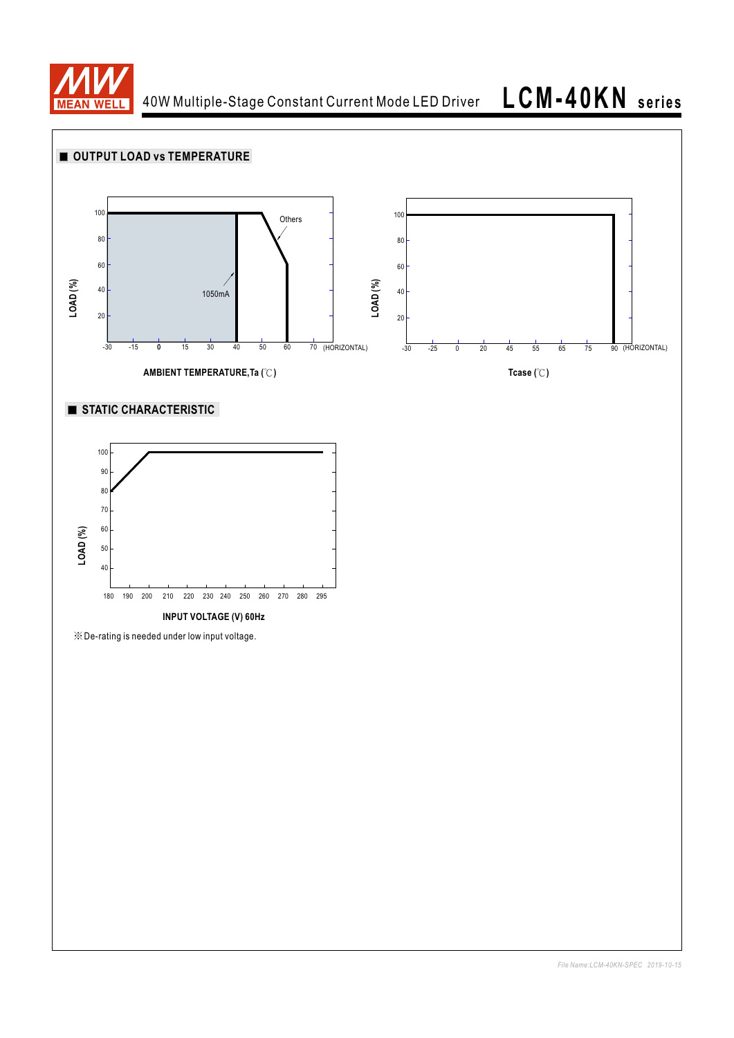## ■ OUTPUT LOAD vs TEMPERATURE

LOAD (%)

100
80
60
40
20

-30 -15 0 15 30 40 50 60 70 (HORIZONTAL)

Others

1050mA

AMBIENT TEMPERATURE,Ta (℃)

LOAD (%)

100
80
60
40
20

-30 -25 0 20 45 55 65 75 90 (HORIZONTAL)

Tcase (℃)

## ■ STATIC CHARACTERISTIC

LOAD (%)

100
90
80
70
60
50
40

180 190 200 210 220 230 240 250 260 270 280 295

INPUT VOLTAGE (V) 60Hz

※De-rating is needed under low input voltage.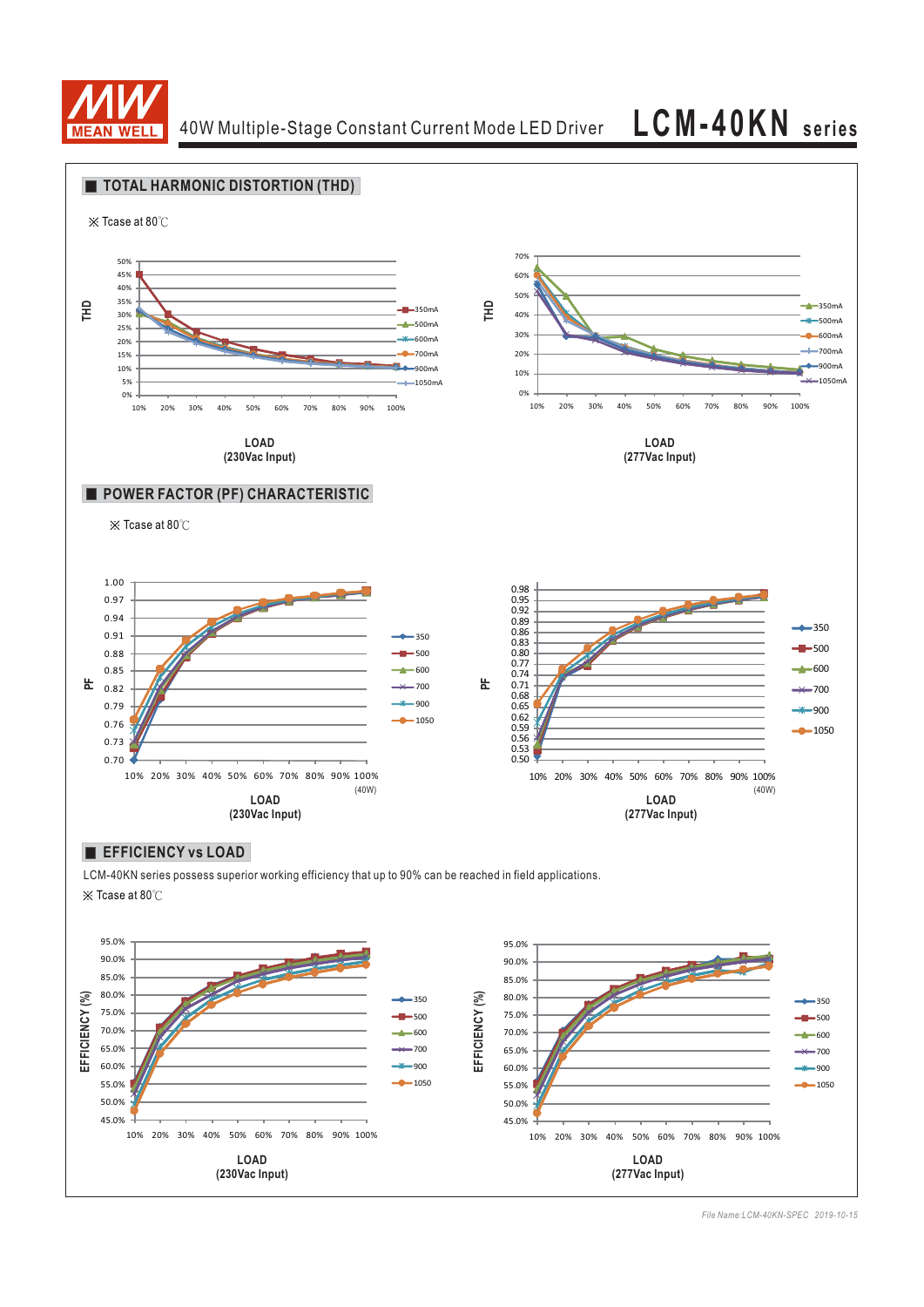## TOTAL HARMONIC DISTORTION (THD)

※ Tcase at 80℃

THD
50%
45%
40%
35%
30%
25%
20%
15%
10%
5%
0%
10% 20% 30% 40% 50% 60% 70% 80% 90% 100%
350mA
500mA
600mA
700mA
900mA
1050mA

LOAD
(230Vac Input)

THD
70%
60%
50%
40%
30%
20%
10%
0%
10% 20% 30% 40% 50% 60% 70% 80% 90% 100%
350mA
500mA
600mA
700mA
900mA
1050mA

LOAD
(277Vac Input)

## POWER FACTOR (PF) CHARACTERISTIC

※ Tcase at 80℃

PF
1.00
0.97
0.94
0.91
0.88
0.85
0.82
0.79
0.76
0.73
0.70
10% 20% 30% 40% 50% 60% 70% 80% 90% 100%
(40W)
350
500
600
700
900
1050

LOAD
(230Vac Input)

PF
0.98
0.95
0.92
0.89
0.86
0.83
0.80
0.77
0.74
0.71
0.68
0.65
0.62
0.59
0.56
0.53
0.50
10% 20% 30% 40% 50% 60% 70% 80% 90% 100%
(40W)
350
500
600
700
900
1050

LOAD
(277Vac Input)

## EFFICIENCY vs LOAD

LCM-40KN series possess superior working efficiency that up to 90% can be reached in field applications.

※ Tcase at 80℃

EFFICIENCY (%)
95.0%
90.0%
85.0%
80.0%
75.0%
70.0%
65.0%
60.0%
55.0%
50.0%
45.0%
10% 20% 30% 40% 50% 60% 70% 80% 90% 100%
350
500
600
700
900
1050

LOAD
(230Vac Input)

EFFICIENCY (%)
95.0%
90.0%
85.0%
80.0%
75.0%
70.0%
65.0%
60.0%
55.0%
50.0%
45.0%
10% 20% 30% 40% 50% 60% 70% 80% 90% 100%
350
500
600
700
900
1050

LOAD
(277Vac Input)

*File Name:LCM-40KN-SPEC 2019-10-15*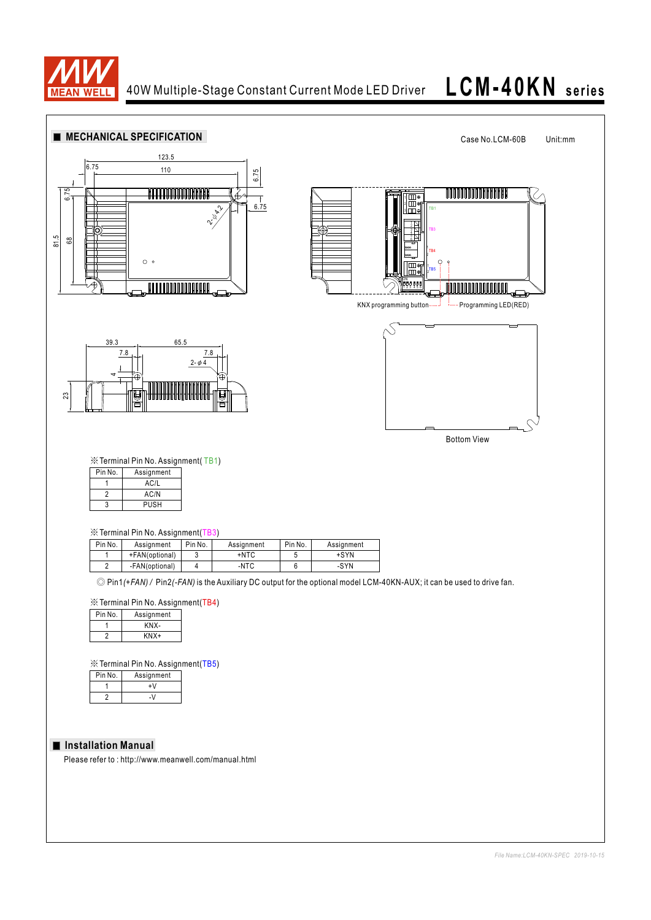## MECHANICAL SPECIFICATION

Case No.LCM-60B Unit:mm

123.5
6.75
110
6.75
6.75
2-φ4.2
81.5
68
6.75

KNX programming button
Programming LED(RED)

39.3
65.5
7.8
7.8
2-φ4
4
23

Bottom View

※Terminal Pin No. Assignment( TB1)

| Pin No. | Assignment |
|---|---|
| 1 | AC/L |
| 2 | AC/N |
| 3 | PUSH |

※Terminal Pin No. Assignment(TB3)

| Pin No. | Assignment | Pin No. | Assignment | Pin No. | Assignment |
|---|---|---|---|---|---|
| 1 | +FAN(optional) | 3 | +NTC | 5 | +SYN |
| 2 | -FAN(optional) | 4 | -NTC | 6 | -SYN |

◎ Pin1*(+FAN)* / Pin2*(-FAN)* is the Auxiliary DC output for the optional model LCM-40KN-AUX; it can be used to drive fan.

※Terminal Pin No. Assignment(TB4)

| Pin No. | Assignment |
|---|---|
| 1 | KNX- |
| 2 | KNX+ |

※Terminal Pin No. Assignment(TB5)

| Pin No. | Assignment |
|---|---|
| 1 | +V |
| 2 | -V |

## Installation Manual

Please refer to : http://www.meanwell.com/manual.html